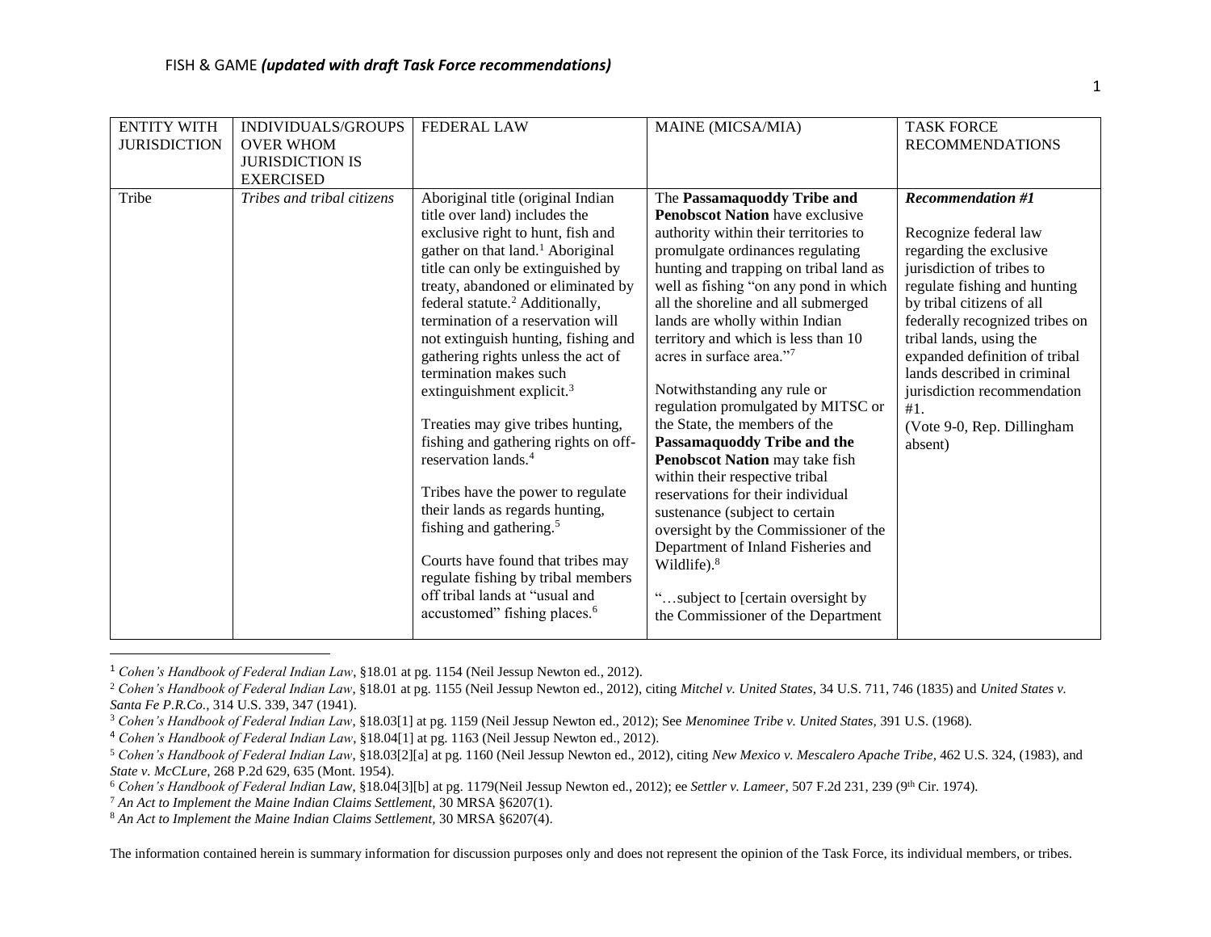FISH & GAME ***(updated with draft Task Force recommendations)***

| ENTITY WITH JURISDICTION | INDIVIDUALS/GROUPS OVER WHOM JURISDICTION IS EXERCISED | FEDERAL LAW | MAINE (MICSA/MIA) | TASK FORCE RECOMMENDATIONS |
|---|---|---|---|---|
| Tribe | *Tribes and tribal citizens* | Aboriginal title (original Indian title over land) includes the exclusive right to hunt, fish and gather on that land.[1] Aboriginal title can only be extinguished by treaty, abandoned or eliminated by federal statute.[2] Additionally, termination of a reservation will not extinguish hunting, fishing and gathering rights unless the act of termination makes such extinguishment explicit.[3]<br><br>Treaties may give tribes hunting, fishing and gathering rights on off-reservation lands.[4]<br><br>Tribes have the power to regulate their lands as regards hunting, fishing and gathering.[5]<br><br>Courts have found that tribes may regulate fishing by tribal members off tribal lands at "usual and accustomed" fishing places.[6] | The **Passamaquoddy Tribe and Penobscot Nation** have exclusive authority within their territories to promulgate ordinances regulating hunting and trapping on tribal land as well as fishing "on any pond in which all the shoreline and all submerged lands are wholly within Indian territory and which is less than 10 acres in surface area."[7]<br><br>Notwithstanding any rule or regulation promulgated by MITSC or the State, the members of the **Passamaquoddy Tribe and the Penobscot Nation** may take fish within their respective tribal reservations for their individual sustenance (subject to certain oversight by the Commissioner of the Department of Inland Fisheries and Wildlife).[8]<br><br>"…subject to [certain oversight by the Commissioner of the Department | ***Recommendation #1***<br><br>Recognize federal law regarding the exclusive jurisdiction of tribes to regulate fishing and hunting by tribal citizens of all federally recognized tribes on tribal lands, using the expanded definition of tribal lands described in criminal jurisdiction recommendation #1.<br>(Vote 9-0, Rep. Dillingham absent) |

[1] *Cohen's Handbook of Federal Indian Law*, §18.01 at pg. 1154 (Neil Jessup Newton ed., 2012).

[2] *Cohen's Handbook of Federal Indian Law*, §18.01 at pg. 1155 (Neil Jessup Newton ed., 2012), citing *Mitchel v. United States*, 34 U.S. 711, 746 (1835) and *United States v. Santa Fe P.R.Co.*, 314 U.S. 339, 347 (1941).

[3] *Cohen's Handbook of Federal Indian Law*, §18.03[1] at pg. 1159 (Neil Jessup Newton ed., 2012); See *Menominee Tribe v. United States*, 391 U.S. (1968).

[4] *Cohen's Handbook of Federal Indian Law*, §18.04[1] at pg. 1163 (Neil Jessup Newton ed., 2012).

[5] *Cohen's Handbook of Federal Indian Law*, §18.03[2][a] at pg. 1160 (Neil Jessup Newton ed., 2012), citing *New Mexico v. Mescalero Apache Tribe*, 462 U.S. 324, (1983), and *State v. McCLure*, 268 P.2d 629, 635 (Mont. 1954).

[6] *Cohen's Handbook of Federal Indian Law*, §18.04[3][b] at pg. 1179(Neil Jessup Newton ed., 2012); ee *Settler v. Lameer*, 507 F.2d 231, 239 (9th Cir. 1974).

[7] *An Act to Implement the Maine Indian Claims Settlement*, 30 MRSA §6207(1).

[8] *An Act to Implement the Maine Indian Claims Settlement*, 30 MRSA §6207(4).

The information contained herein is summary information for discussion purposes only and does not represent the opinion of the Task Force, its individual members, or tribes.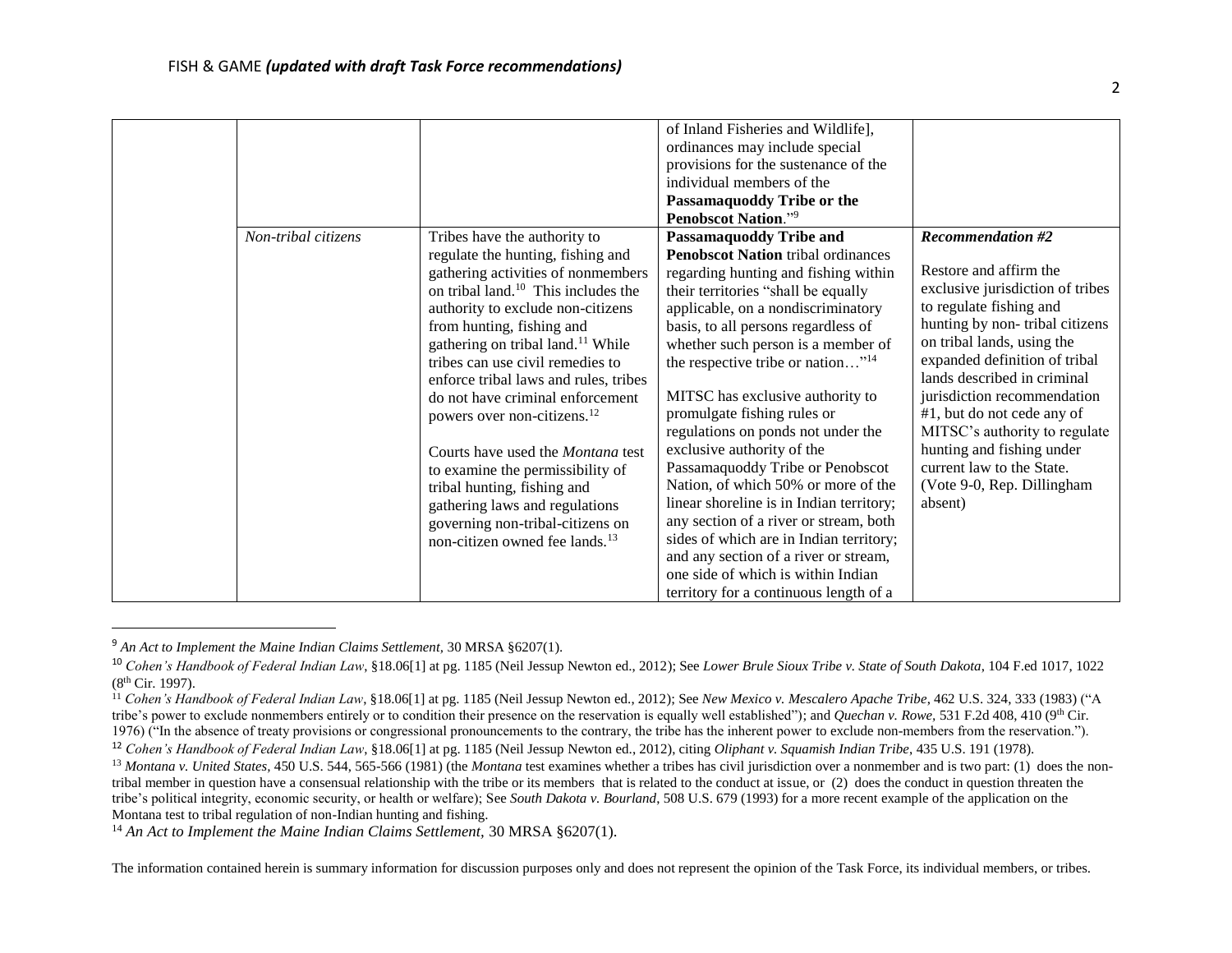| | | | | |
|---|---|---|---|---|
| | | | of Inland Fisheries and Wildlife], ordinances may include special provisions for the sustenance of the individual members of the **Passamaquoddy Tribe or the Penobscot Nation**."[9] | |
| | *Non-tribal citizens* | Tribes have the authority to regulate the hunting, fishing and gathering activities of nonmembers on tribal land.[10] This includes the authority to exclude non-citizens from hunting, fishing and gathering on tribal land.[11] While tribes can use civil remedies to enforce tribal laws and rules, tribes do not have criminal enforcement powers over non-citizens.[12]<br><br>Courts have used the *Montana* test to examine the permissibility of tribal hunting, fishing and gathering laws and regulations governing non-tribal-citizens on non-citizen owned fee lands.[13] | **Passamaquoddy Tribe and Penobscot Nation** tribal ordinances regarding hunting and fishing within their territories "shall be equally applicable, on a nondiscriminatory basis, to all persons regardless of whether such person is a member of the respective tribe or nation…"[14]<br><br>MITSC has exclusive authority to promulgate fishing rules or regulations on ponds not under the exclusive authority of the Passamaquoddy Tribe or Penobscot Nation, of which 50% or more of the linear shoreline is in Indian territory; any section of a river or stream, both sides of which are in Indian territory; and any section of a river or stream, one side of which is within Indian territory for a continuous length of a | ***Recommendation #2***<br><br>Restore and affirm the exclusive jurisdiction of tribes to regulate fishing and hunting by non- tribal citizens on tribal lands, using the expanded definition of tribal lands described in criminal jurisdiction recommendation #1, but do not cede any of MITSC's authority to regulate hunting and fishing under current law to the State. (Vote 9-0, Rep. Dillingham absent) |

[9] *An Act to Implement the Maine Indian Claims Settlement*, 30 MRSA §6207(1).

[10] *Cohen's Handbook of Federal Indian Law*, §18.06[1] at pg. 1185 (Neil Jessup Newton ed., 2012); See *Lower Brule Sioux Tribe v. State of South Dakota*, 104 F.ed 1017, 1022 (8th Cir. 1997).

[11] *Cohen's Handbook of Federal Indian Law*, §18.06[1] at pg. 1185 (Neil Jessup Newton ed., 2012); See *New Mexico v. Mescalero Apache Tribe*, 462 U.S. 324, 333 (1983) ("A tribe's power to exclude nonmembers entirely or to condition their presence on the reservation is equally well established"); and *Quechan v. Rowe,* 531 F.2d 408, 410 (9th Cir. 1976) ("In the absence of treaty provisions or congressional pronouncements to the contrary, the tribe has the inherent power to exclude non-members from the reservation.").

[12] *Cohen's Handbook of Federal Indian Law*, §18.06[1] at pg. 1185 (Neil Jessup Newton ed., 2012), citing *Oliphant v. Squamish Indian Tribe*, 435 U.S. 191 (1978).

[13] *Montana v. United States*, 450 U.S. 544, 565-566 (1981) (the *Montana* test examines whether a tribes has civil jurisdiction over a nonmember and is two part: (1) does the non-tribal member in question have a consensual relationship with the tribe or its members that is related to the conduct at issue, or (2) does the conduct in question threaten the tribe's political integrity, economic security, or health or welfare); See *South Dakota v. Bourland*, 508 U.S. 679 (1993) for a more recent example of the application on the Montana test to tribal regulation of non-Indian hunting and fishing.

[14] *An Act to Implement the Maine Indian Claims Settlement,* 30 MRSA §6207(1).

The information contained herein is summary information for discussion purposes only and does not represent the opinion of the Task Force, its individual members, or tribes.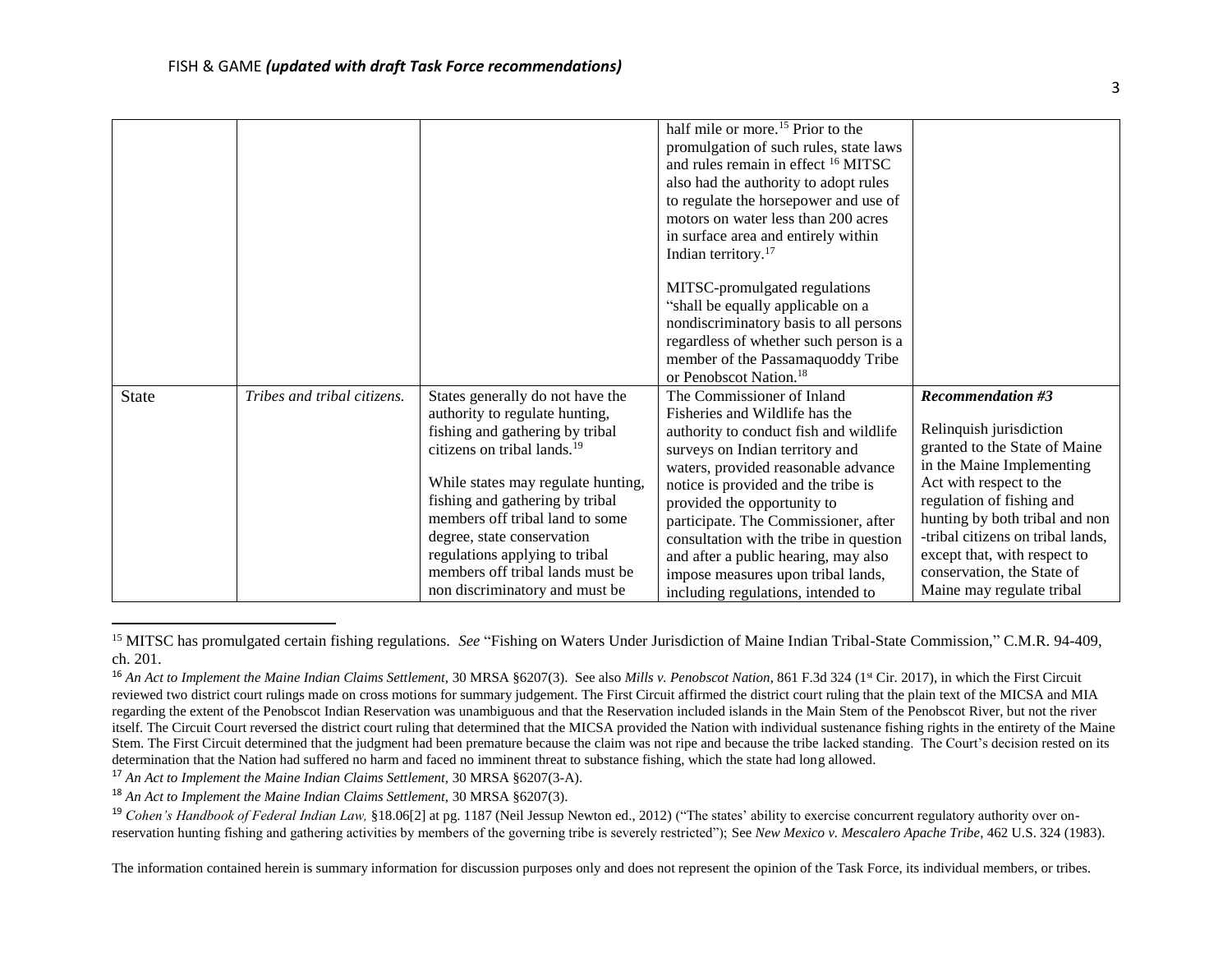| | | | half mile or more.[15] Prior to the promulgation of such rules, state laws and rules remain in effect [16] MITSC also had the authority to adopt rules to regulate the horsepower and use of motors on water less than 200 acres in surface area and entirely within Indian territory.[17]<br><br>MITSC-promulgated regulations "shall be equally applicable on a nondiscriminatory basis to all persons regardless of whether such person is a member of the Passamaquoddy Tribe or Penobscot Nation.[18] | |
|---|---|---|---|---|
| State | *Tribes and tribal citizens.* | States generally do not have the authority to regulate hunting, fishing and gathering by tribal citizens on tribal lands.[19]<br><br>While states may regulate hunting, fishing and gathering by tribal members off tribal land to some degree, state conservation regulations applying to tribal members off tribal lands must be non discriminatory and must be | The Commissioner of Inland Fisheries and Wildlife has the authority to conduct fish and wildlife surveys on Indian territory and waters, provided reasonable advance notice is provided and the tribe is provided the opportunity to participate. The Commissioner, after consultation with the tribe in question and after a public hearing, may also impose measures upon tribal lands, including regulations, intended to | ***Recommendation #3***<br><br>Relinquish jurisdiction granted to the State of Maine in the Maine Implementing Act with respect to the regulation of fishing and hunting by both tribal and non -tribal citizens on tribal lands, except that, with respect to conservation, the State of Maine may regulate tribal |

[15] MITSC has promulgated certain fishing regulations. *See* "Fishing on Waters Under Jurisdiction of Maine Indian Tribal-State Commission," C.M.R. 94-409, ch. 201.

[16] *An Act to Implement the Maine Indian Claims Settlement,* 30 MRSA §6207(3). See also *Mills v. Penobscot Nation*, 861 F.3d 324 (1st Cir. 2017), in which the First Circuit reviewed two district court rulings made on cross motions for summary judgement. The First Circuit affirmed the district court ruling that the plain text of the MICSA and MIA regarding the extent of the Penobscot Indian Reservation was unambiguous and that the Reservation included islands in the Main Stem of the Penobscot River, but not the river itself. The Circuit Court reversed the district court ruling that determined that the MICSA provided the Nation with individual sustenance fishing rights in the entirety of the Maine Stem. The First Circuit determined that the judgment had been premature because the claim was not ripe and because the tribe lacked standing. The Court's decision rested on its determination that the Nation had suffered no harm and faced no imminent threat to substance fishing, which the state had long allowed.

[17] *An Act to Implement the Maine Indian Claims Settlement,* 30 MRSA §6207(3-A).

[18] *An Act to Implement the Maine Indian Claims Settlement,* 30 MRSA §6207(3).

[19] *Cohen's Handbook of Federal Indian Law,* §18.06[2] at pg. 1187 (Neil Jessup Newton ed., 2012) ("The states' ability to exercise concurrent regulatory authority over on-reservation hunting fishing and gathering activities by members of the governing tribe is severely restricted"); See *New Mexico v. Mescalero Apache Tribe*, 462 U.S. 324 (1983).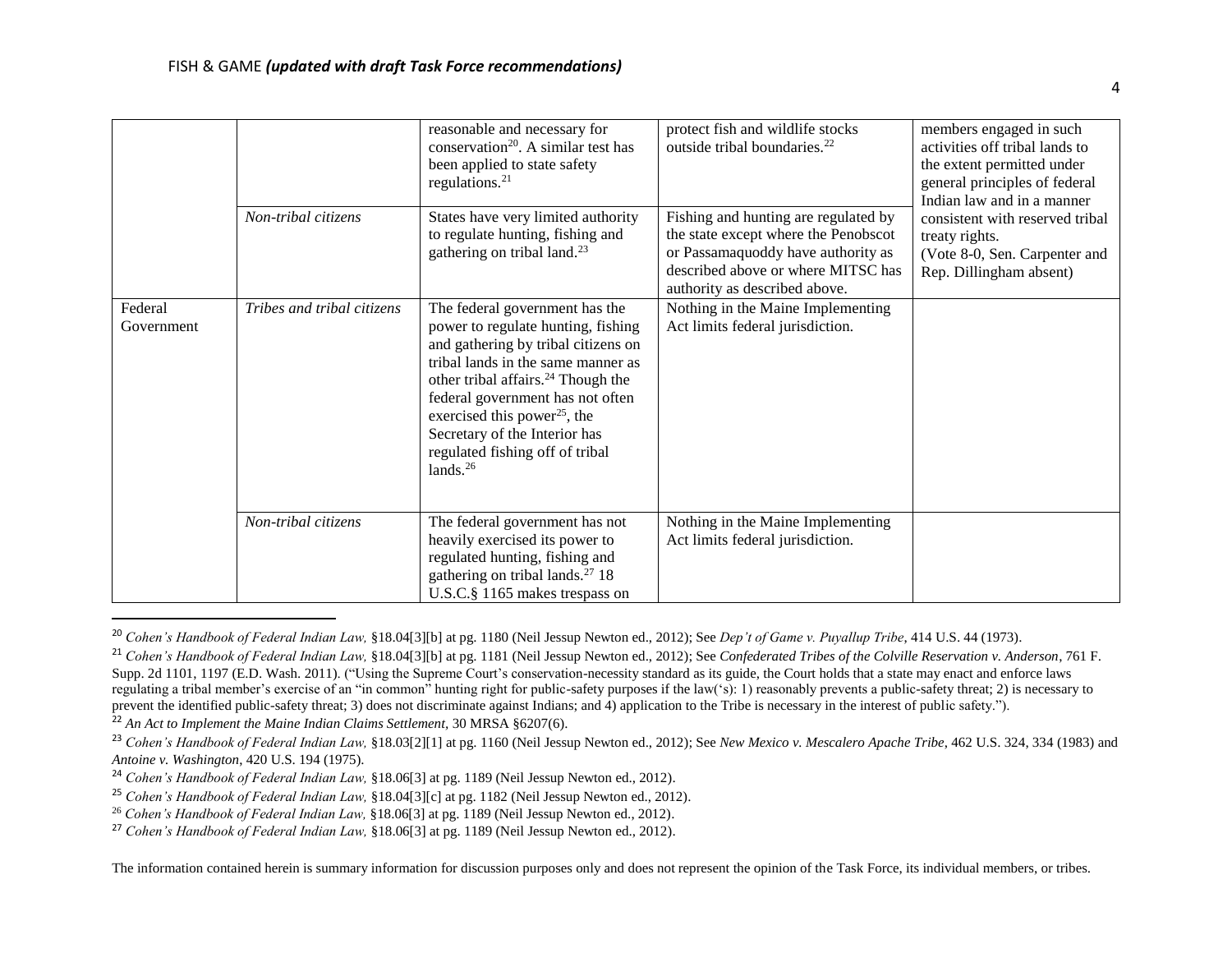FISH & GAME *(updated with draft Task Force recommendations)*

| | | | | |
|---|---|---|---|---|
| | | reasonable and necessary for conservation[20]. A similar test has been applied to state safety regulations.[21] | protect fish and wildlife stocks outside tribal boundaries.[22] | members engaged in such activities off tribal lands to the extent permitted under general principles of federal Indian law and in a manner consistent with reserved tribal treaty rights. (Vote 8-0, Sen. Carpenter and Rep. Dillingham absent) |
| | *Non-tribal citizens* | States have very limited authority to regulate hunting, fishing and gathering on tribal land.[23] | Fishing and hunting are regulated by the state except where the Penobscot or Passamaquoddy have authority as described above or where MITSC has authority as described above. | |
| Federal Government | *Tribes and tribal citizens* | The federal government has the power to regulate hunting, fishing and gathering by tribal citizens on tribal lands in the same manner as other tribal affairs.[24] Though the federal government has not often exercised this power[25], the Secretary of the Interior has regulated fishing off of tribal lands.[26] | Nothing in the Maine Implementing Act limits federal jurisdiction. | |
| | *Non-tribal citizens* | The federal government has not heavily exercised its power to regulated hunting, fishing and gathering on tribal lands.[27] 18 U.S.C.§ 1165 makes trespass on | Nothing in the Maine Implementing Act limits federal jurisdiction. | |

[20] *Cohen's Handbook of Federal Indian Law,* §18.04[3][b] at pg. 1180 (Neil Jessup Newton ed., 2012); See *Dep't of Game v. Puyallup Tribe*, 414 U.S. 44 (1973).

[21] *Cohen's Handbook of Federal Indian Law,* §18.04[3][b] at pg. 1181 (Neil Jessup Newton ed., 2012); See *Confederated Tribes of the Colville Reservation v. Anderson*, 761 F. Supp. 2d 1101, 1197 (E.D. Wash. 2011). ("Using the Supreme Court's conservation-necessity standard as its guide, the Court holds that a state may enact and enforce laws regulating a tribal member's exercise of an "in common" hunting right for public-safety purposes if the law('s): 1) reasonably prevents a public-safety threat; 2) is necessary to prevent the identified public-safety threat; 3) does not discriminate against Indians; and 4) application to the Tribe is necessary in the interest of public safety.").

[22] *An Act to Implement the Maine Indian Claims Settlement*, 30 MRSA §6207(6).

[23] *Cohen's Handbook of Federal Indian Law,* §18.03[2][1] at pg. 1160 (Neil Jessup Newton ed., 2012); See *New Mexico v. Mescalero Apache Tribe*, 462 U.S. 324, 334 (1983) and *Antoine v. Washington*, 420 U.S. 194 (1975).

[24] *Cohen's Handbook of Federal Indian Law,* §18.06[3] at pg. 1189 (Neil Jessup Newton ed., 2012).

[25] *Cohen's Handbook of Federal Indian Law,* §18.04[3][c] at pg. 1182 (Neil Jessup Newton ed., 2012).

[26] *Cohen's Handbook of Federal Indian Law,* §18.06[3] at pg. 1189 (Neil Jessup Newton ed., 2012).

[27] *Cohen's Handbook of Federal Indian Law,* §18.06[3] at pg. 1189 (Neil Jessup Newton ed., 2012).

The information contained herein is summary information for discussion purposes only and does not represent the opinion of the Task Force, its individual members, or tribes.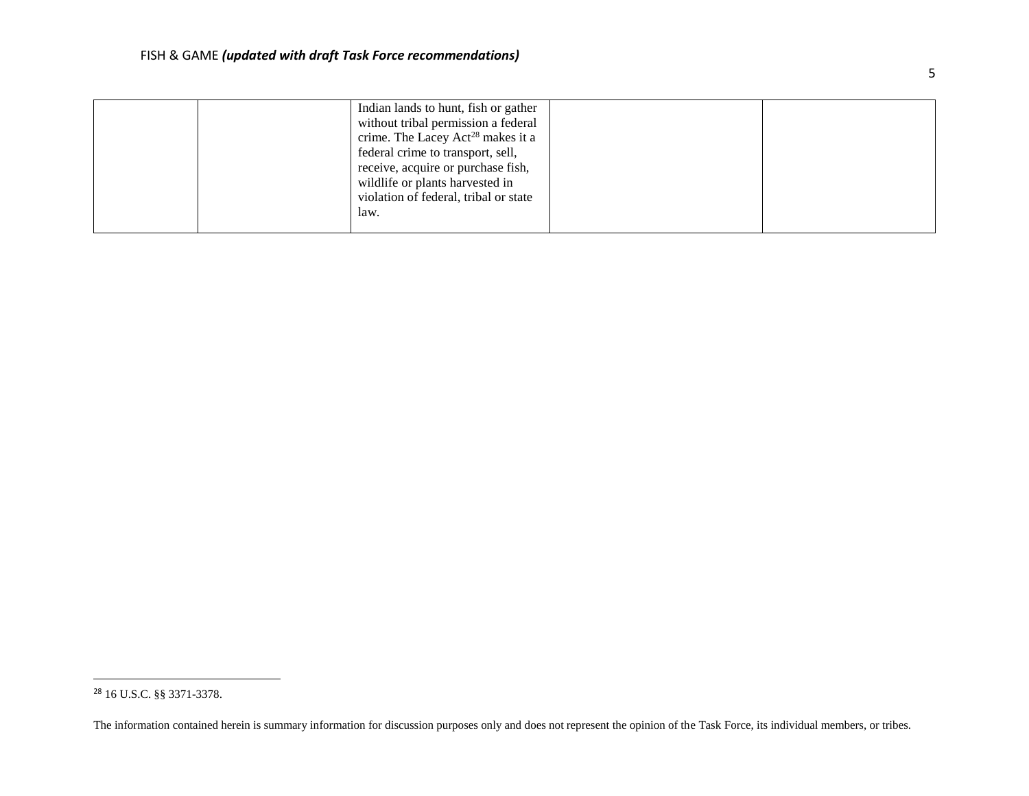| | | | | |
|---|---|---|---|---|
| | | Indian lands to hunt, fish or gather without tribal permission a federal crime. The Lacey Act[28] makes it a federal crime to transport, sell, receive, acquire or purchase fish, wildlife or plants harvested in violation of federal, tribal or state law. | | |

[28] 16 U.S.C. §§ 3371-3378.

The information contained herein is summary information for discussion purposes only and does not represent the opinion of the Task Force, its individual members, or tribes.